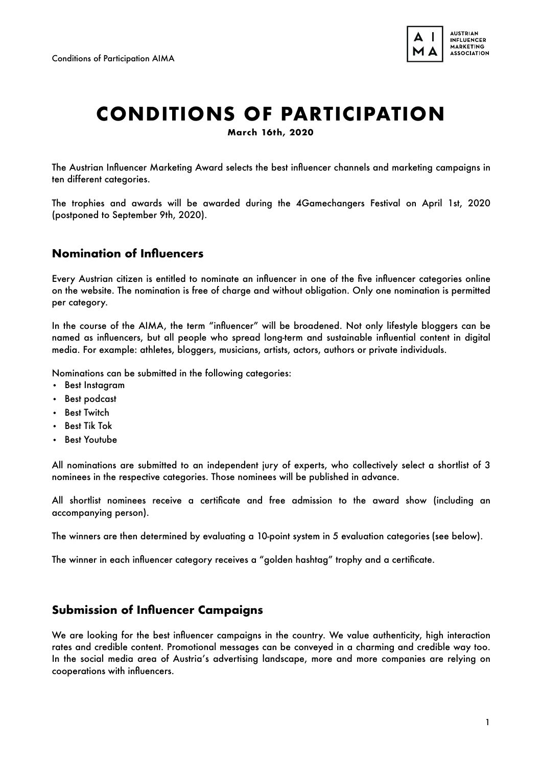# CONDITIONS OF PARTICIPATION

**March 16th, 2020**

The Austrian Influencer Marketing Award selects the best influencer channels and marketing campaigns in ten different categories.

The trophies and awards will be awarded during the 4Gamechangers Festival on April 1st, 2020 (postponed to September 9th, 2020).

## Nomination of Influencers

Every Austrian citizen is entitled to nominate an influencer in one of the five influencer categories online on the website. The nomination is free of charge and without obligation. Only one nomination is permitted per category.

In the course of the AIMA, the term "influencer" will be broadened. Not only lifestyle bloggers can be named as influencers, but all people who spread long-term and sustainable influential content in digital media. For example: athletes, bloggers, musicians, artists, actors, authors or private individuals.

Nominations can be submitted in the following categories:

- Best Instagram
- Best podcast
- Best Twitch
- Best Tik Tok
- Best Youtube

All nominations are submitted to an independent jury of experts, who collectively select a shortlist of 3 nominees in the respective categories. Those nominees will be published in advance.

All shortlist nominees receive a certificate and free admission to the award show (including an accompanying person).

The winners are then determined by evaluating a 10-point system in 5 evaluation categories (see below).

The winner in each influencer category receives a "golden hashtag" trophy and a certificate.

## Submission of Influencer Campaigns

We are looking for the best influencer campaigns in the country. We value authenticity, high interaction rates and credible content. Promotional messages can be conveyed in a charming and credible way too. In the social media area of Austria's advertising landscape, more and more companies are relying on cooperations with influencers.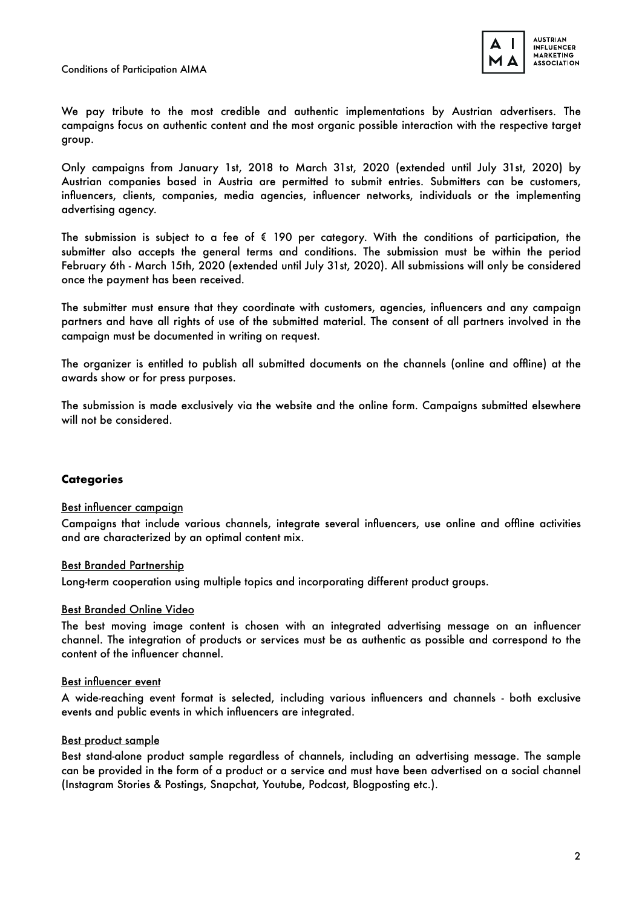We pay tribute to the most credible and authentic implementations by Austrian advertisers. The campaigns focus on authentic content and the most organic possible interaction with the respective target group.

Only campaigns from January 1st, 2018 to March 31st, 2020 (extended until July 31st, 2020) by Austrian companies based in Austria are permitted to submit entries. Submitters can be customers, influencers, clients, companies, media agencies, influencer networks, individuals or the implementing advertising agency.

The submission is subject to a fee of € 190 per category. With the conditions of participation, the submitter also accepts the general terms and conditions. The submission must be within the period February 6th - March 15th, 2020 (extended until July 31st, 2020). All submissions will only be considered once the payment has been received.

The submitter must ensure that they coordinate with customers, agencies, influencers and any campaign partners and have all rights of use of the submitted material. The consent of all partners involved in the campaign must be documented in writing on request.

The organizer is entitled to publish all submitted documents on the channels (online and offline) at the awards show or for press purposes.

The submission is made exclusively via the website and the online form. Campaigns submitted elsewhere will not be considered.

## Categories

<u>Best influencer campaign</u>

Campaigns that include various channels, integrate several influencers, use online and offline activities and are characterized by an optimal content mix.

<u>Best Branded Partnership</u>

Long-term cooperation using multiple topics and incorporating different product groups.

<u>Best Branded Online Video</u>

The best moving image content is chosen with an integrated advertising message on an influencer channel. The integration of products or services must be as authentic as possible and correspond to the content of the influencer channel.

<u>Best influencer event</u>

A wide-reaching event format is selected, including various influencers and channels - both exclusive events and public events in which influencers are integrated.

<u>Best product sample</u>

Best stand-alone product sample regardless of channels, including an advertising message. The sample can be provided in the form of a product or a service and must have been advertised on a social channel (Instagram Stories & Postings, Snapchat, Youtube, Podcast, Blogposting etc.).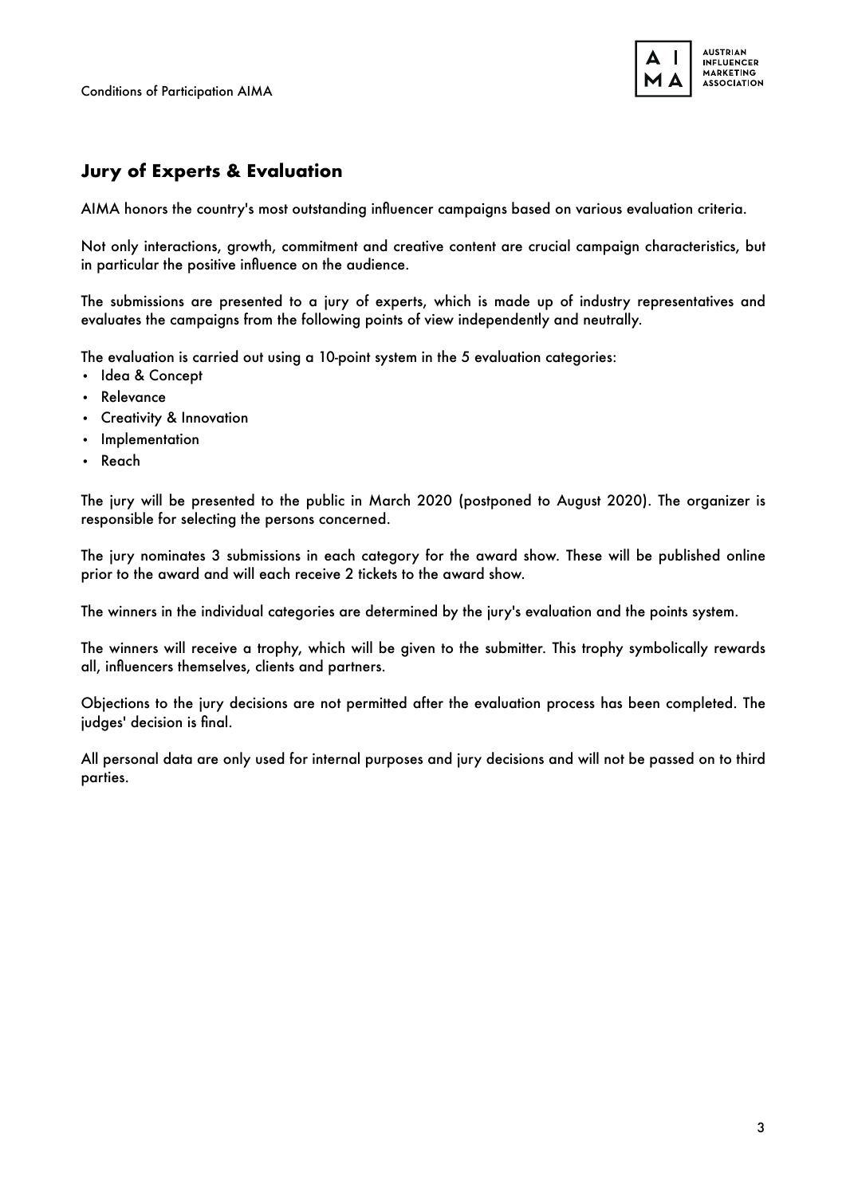## Jury of Experts & Evaluation

AIMA honors the country's most outstanding influencer campaigns based on various evaluation criteria.

Not only interactions, growth, commitment and creative content are crucial campaign characteristics, but in particular the positive influence on the audience.

The submissions are presented to a jury of experts, which is made up of industry representatives and evaluates the campaigns from the following points of view independently and neutrally.

The evaluation is carried out using a 10-point system in the 5 evaluation categories:

- Idea & Concept
- Relevance
- Creativity & Innovation
- Implementation
- Reach

The jury will be presented to the public in March 2020 (postponed to August 2020). The organizer is responsible for selecting the persons concerned.

The jury nominates 3 submissions in each category for the award show. These will be published online prior to the award and will each receive 2 tickets to the award show.

The winners in the individual categories are determined by the jury's evaluation and the points system.

The winners will receive a trophy, which will be given to the submitter. This trophy symbolically rewards all, influencers themselves, clients and partners.

Objections to the jury decisions are not permitted after the evaluation process has been completed. The judges' decision is final.

All personal data are only used for internal purposes and jury decisions and will not be passed on to third parties.